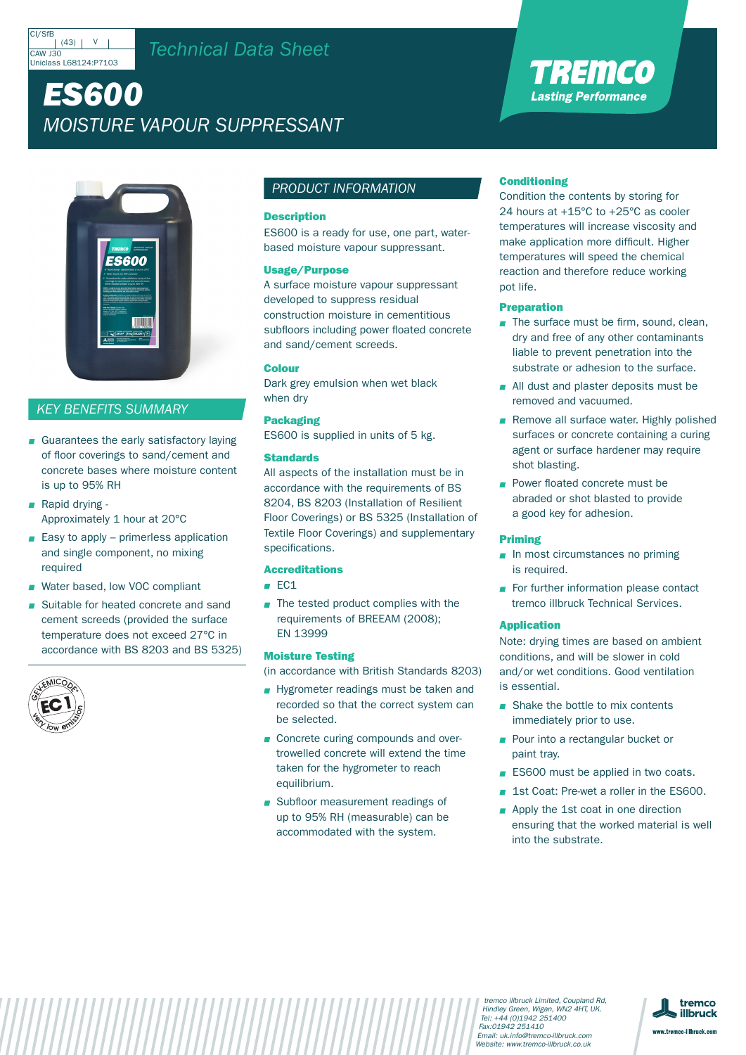CI/SfB (43) V
CAW J30
Uniclass L68124:P7103

*Technical Data Sheet*

# ES600

## MOISTURE VAPOUR SUPPRESSANT

TREMCO
*Lasting Performance*

## KEY BENEFITS SUMMARY

- Guarantees the early satisfactory laying of floor coverings to sand/cement and concrete bases where moisture content is up to 95% RH
- Rapid drying - Approximately 1 hour at 20°C
- Easy to apply – primerless application and single component, no mixing required
- Water based, low VOC compliant
- Suitable for heated concrete and sand cement screeds (provided the surface temperature does not exceed 27°C in accordance with BS 8203 and BS 5325)

GEV-EMICODE EC1 very low emission

## PRODUCT INFORMATION

### Description

ES600 is a ready for use, one part, water-based moisture vapour suppressant.

### Usage/Purpose

A surface moisture vapour suppressant developed to suppress residual construction moisture in cementitious subfloors including power floated concrete and sand/cement screeds.

### Colour

Dark grey emulsion when wet black when dry

### Packaging

ES600 is supplied in units of 5 kg.

### Standards

All aspects of the installation must be in accordance with the requirements of BS 8204, BS 8203 (Installation of Resilient Floor Coverings) or BS 5325 (Installation of Textile Floor Coverings) and supplementary specifications.

### Accreditations

- EC1
- The tested product complies with the requirements of BREEAM (2008); EN 13999

### Moisture Testing

(in accordance with British Standards 8203)

- Hygrometer readings must be taken and recorded so that the correct system can be selected.
- Concrete curing compounds and over-trowelled concrete will extend the time taken for the hygrometer to reach equilibrium.
- Subfloor measurement readings of up to 95% RH (measurable) can be accommodated with the system.

### Conditioning

Condition the contents by storing for 24 hours at +15°C to +25°C as cooler temperatures will increase viscosity and make application more difficult. Higher temperatures will speed the chemical reaction and therefore reduce working pot life.

### Preparation

- The surface must be firm, sound, clean, dry and free of any other contaminants liable to prevent penetration into the substrate or adhesion to the surface.
- All dust and plaster deposits must be removed and vacuumed.
- Remove all surface water. Highly polished surfaces or concrete containing a curing agent or surface hardener may require shot blasting.
- Power floated concrete must be abraded or shot blasted to provide a good key for adhesion.

### Priming

- In most circumstances no priming is required.
- For further information please contact tremco illbruck Technical Services.

### Application

Note: drying times are based on ambient conditions, and will be slower in cold and/or wet conditions. Good ventilation is essential.

- Shake the bottle to mix contents immediately prior to use.
- Pour into a rectangular bucket or paint tray.
- ES600 must be applied in two coats.
- 1st Coat: Pre-wet a roller in the ES600.
- Apply the 1st coat in one direction ensuring that the worked material is well into the substrate.

*tremco illbruck Limited, Coupland Rd, Hindley Green, Wigan, WN2 4HT, UK.*
*Tel: +44 (0)1942 251400*
*Fax:01942 251410*
*Email: uk.info@tremco-illbruck.com*
*Website: www.tremco-illbruck.co.uk*

tremco illbruck
www.tremco-illbruck.com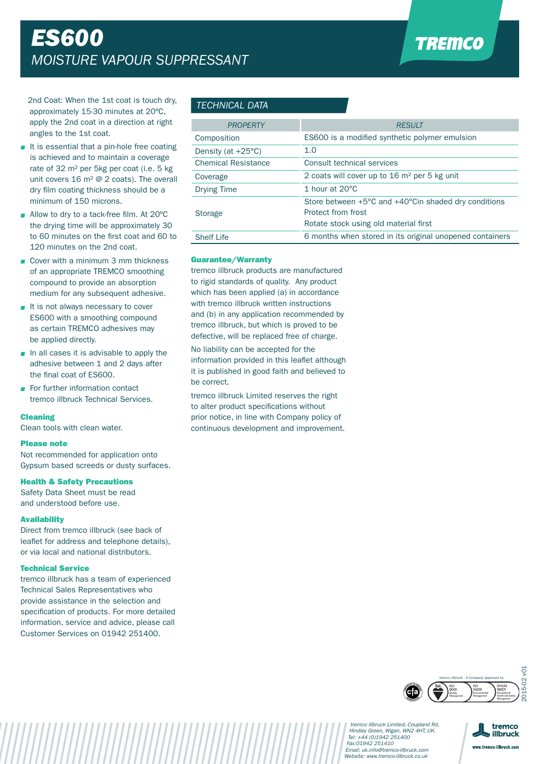# ES600

## MOISTURE VAPOUR SUPPRESSANT

2nd Coat: When the 1st coat is touch dry, approximately 15-30 minutes at 20°C, apply the 2nd coat in a direction at right angles to the 1st coat.

- It is essential that a pin-hole free coating is achieved and to maintain a coverage rate of 32 m² per 5kg per coat (i.e. 5 kg unit covers 16 m² @ 2 coats). The overall dry film coating thickness should be a minimum of 150 microns.
- Allow to dry to a tack-free film. At 20°C the drying time will be approximately 30 to 60 minutes on the first coat and 60 to 120 minutes on the 2nd coat.
- Cover with a minimum 3 mm thickness of an appropriate TREMCO smoothing compound to provide an absorption medium for any subsequent adhesive.
- It is not always necessary to cover ES600 with a smoothing compound as certain TREMCO adhesives may be applied directly.
- In all cases it is advisable to apply the adhesive between 1 and 2 days after the final coat of ES600.
- For further information contact tremco illbruck Technical Services.

### Cleaning

Clean tools with clean water.

### Please note

Not recommended for application onto Gypsum based screeds or dusty surfaces.

### Health & Safety Precautions

Safety Data Sheet must be read and understood before use.

### Availability

Direct from tremco illbruck (see back of leaflet for address and telephone details), or via local and national distributors.

### Technical Service

tremco illbruck has a team of experienced Technical Sales Representatives who provide assistance in the selection and specification of products. For more detailed information, service and advice, please call Customer Services on 01942 251400.

## TECHNICAL DATA

| PROPERTY | RESULT |
|---|---|
| Composition | ES600 is a modified synthetic polymer emulsion |
| Density (at +25°C) | 1.0 |
| Chemical Resistance | Consult technical services |
| Coverage | 2 coats will cover up to 16 m² per 5 kg unit |
| Drying Time | 1 hour at 20°C |
| Storage | Store between +5°C and +40°Cin shaded dry conditions<br>Protect from frost<br>Rotate stock using old material first |
| Shelf Life | 6 months when stored in its original unopened containers |

### Guarantee/Warranty

tremco illbruck products are manufactured to rigid standards of quality. Any product which has been applied (a) in accordance with tremco illbruck written instructions and (b) in any application recommended by tremco illbruck, but which is proved to be defective, will be replaced free of charge.

No liability can be accepted for the information provided in this leaflet although it is published in good faith and believed to be correct.

tremco illbruck Limited reserves the right to alter product specifications without prior notice, in line with Company policy of continuous development and improvement.

tremco illbruck - A Company approved to: ISO 9001 Quality Management, ISO 14001 Environmental Management, OHSAS 18001 Occupational Health and Safety Management

2015-02 v01

tremco illbruck Limited, Coupland Rd, Hindley Green, Wigan, WN2 4HT, UK.
Tel: +44 (0)1942 251400
Fax:01942 251410
Email: uk.info@tremco-illbruck.com
Website: www.tremco-illbruck.co.uk

www.tremco-illbruck.com